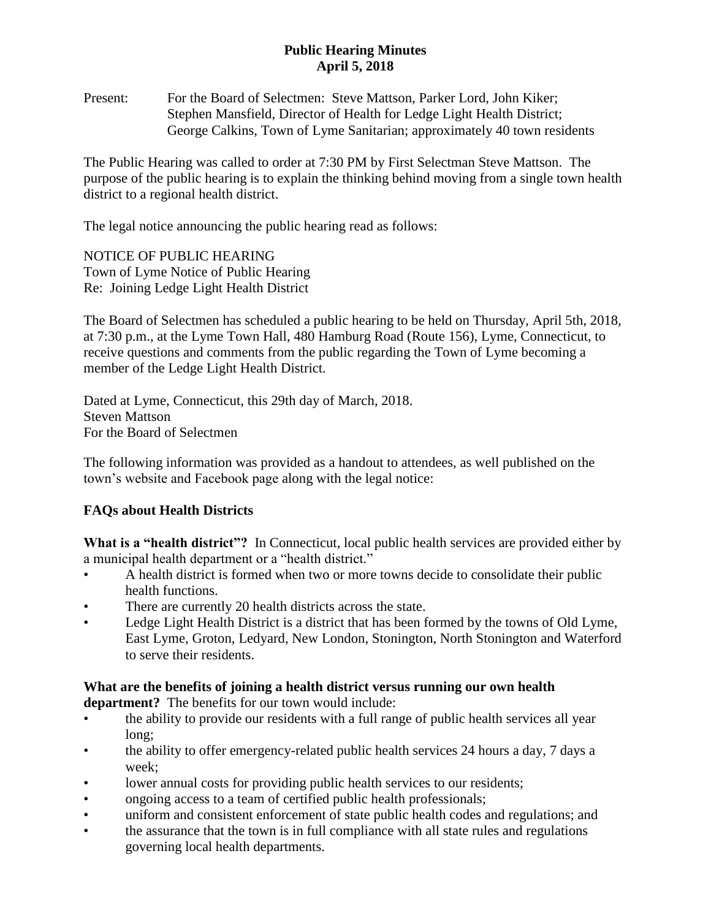# Public Hearing Minutes
## April 5, 2018

Present: For the Board of Selectmen: Steve Mattson, Parker Lord, John Kiker; Stephen Mansfield, Director of Health for Ledge Light Health District; George Calkins, Town of Lyme Sanitarian; approximately 40 town residents

The Public Hearing was called to order at 7:30 PM by First Selectman Steve Mattson. The purpose of the public hearing is to explain the thinking behind moving from a single town health district to a regional health district.

The legal notice announcing the public hearing read as follows:

NOTICE OF PUBLIC HEARING
Town of Lyme Notice of Public Hearing
Re: Joining Ledge Light Health District

The Board of Selectmen has scheduled a public hearing to be held on Thursday, April 5th, 2018, at 7:30 p.m., at the Lyme Town Hall, 480 Hamburg Road (Route 156), Lyme, Connecticut, to receive questions and comments from the public regarding the Town of Lyme becoming a member of the Ledge Light Health District.

Dated at Lyme, Connecticut, this 29th day of March, 2018.
Steven Mattson
For the Board of Selectmen

The following information was provided as a handout to attendees, as well published on the town's website and Facebook page along with the legal notice:

### FAQs about Health Districts

**What is a "health district"?** In Connecticut, local public health services are provided either by a municipal health department or a "health district."

- A health district is formed when two or more towns decide to consolidate their public health functions.
- There are currently 20 health districts across the state.
- Ledge Light Health District is a district that has been formed by the towns of Old Lyme, East Lyme, Groton, Ledyard, New London, Stonington, North Stonington and Waterford to serve their residents.

**What are the benefits of joining a health district versus running our own health department?** The benefits for our town would include:

- the ability to provide our residents with a full range of public health services all year long;
- the ability to offer emergency-related public health services 24 hours a day, 7 days a week;
- lower annual costs for providing public health services to our residents;
- ongoing access to a team of certified public health professionals;
- uniform and consistent enforcement of state public health codes and regulations; and
- the assurance that the town is in full compliance with all state rules and regulations governing local health departments.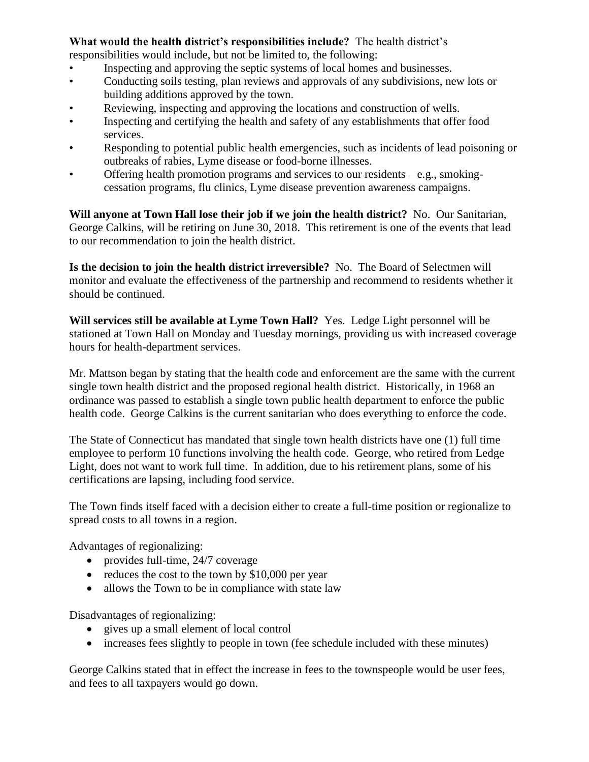**What would the health district's responsibilities include?** The health district's responsibilities would include, but not be limited to, the following:

- Inspecting and approving the septic systems of local homes and businesses.
- Conducting soils testing, plan reviews and approvals of any subdivisions, new lots or building additions approved by the town.
- Reviewing, inspecting and approving the locations and construction of wells.
- Inspecting and certifying the health and safety of any establishments that offer food services.
- Responding to potential public health emergencies, such as incidents of lead poisoning or outbreaks of rabies, Lyme disease or food-borne illnesses.
- Offering health promotion programs and services to our residents – e.g., smoking-cessation programs, flu clinics, Lyme disease prevention awareness campaigns.

**Will anyone at Town Hall lose their job if we join the health district?** No. Our Sanitarian, George Calkins, will be retiring on June 30, 2018. This retirement is one of the events that lead to our recommendation to join the health district.

**Is the decision to join the health district irreversible?** No. The Board of Selectmen will monitor and evaluate the effectiveness of the partnership and recommend to residents whether it should be continued.

**Will services still be available at Lyme Town Hall?** Yes. Ledge Light personnel will be stationed at Town Hall on Monday and Tuesday mornings, providing us with increased coverage hours for health-department services.

Mr. Mattson began by stating that the health code and enforcement are the same with the current single town health district and the proposed regional health district. Historically, in 1968 an ordinance was passed to establish a single town public health department to enforce the public health code. George Calkins is the current sanitarian who does everything to enforce the code.

The State of Connecticut has mandated that single town health districts have one (1) full time employee to perform 10 functions involving the health code. George, who retired from Ledge Light, does not want to work full time. In addition, due to his retirement plans, some of his certifications are lapsing, including food service.

The Town finds itself faced with a decision either to create a full-time position or regionalize to spread costs to all towns in a region.

Advantages of regionalizing:

- provides full-time, 24/7 coverage
- reduces the cost to the town by $10,000 per year
- allows the Town to be in compliance with state law

Disadvantages of regionalizing:

- gives up a small element of local control
- increases fees slightly to people in town (fee schedule included with these minutes)

George Calkins stated that in effect the increase in fees to the townspeople would be user fees, and fees to all taxpayers would go down.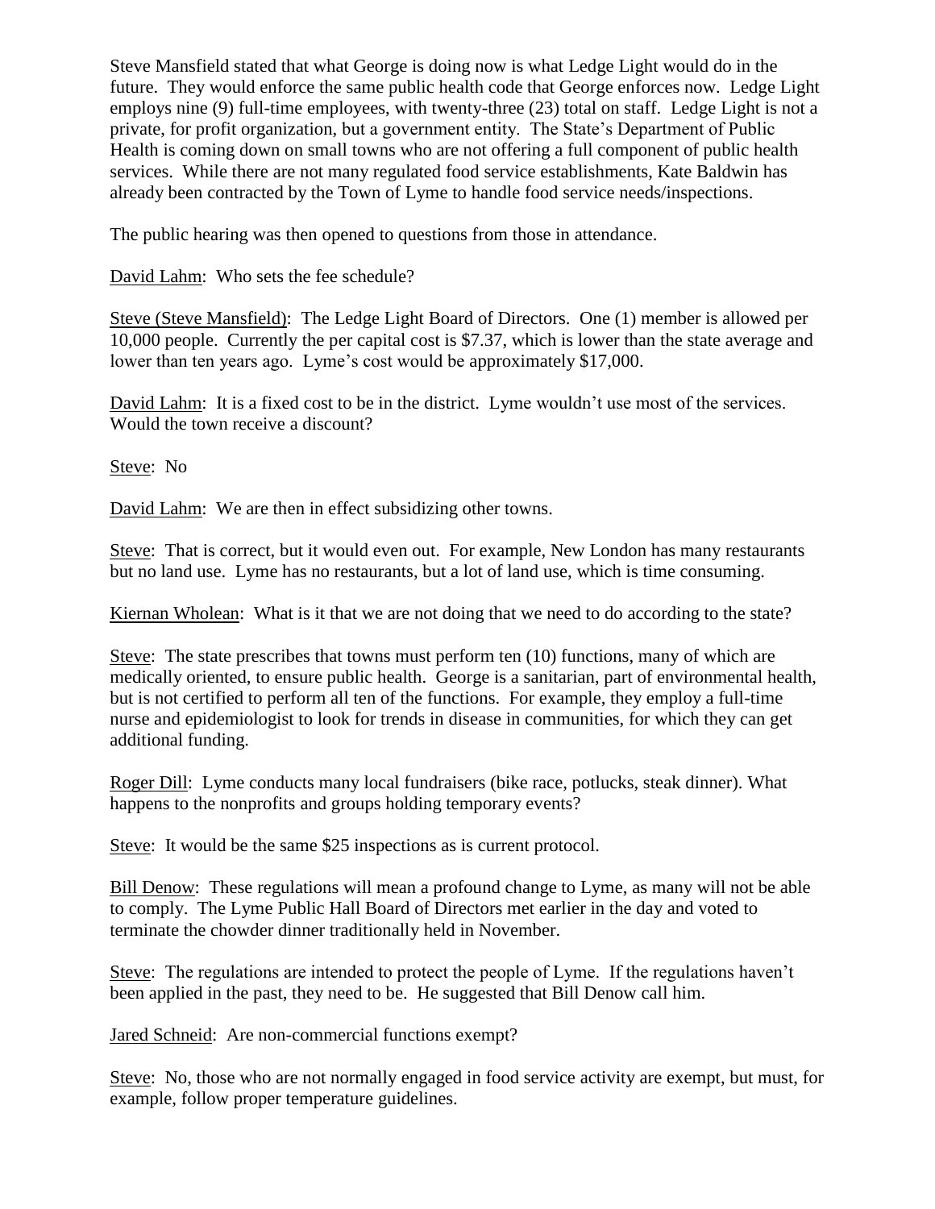Steve Mansfield stated that what George is doing now is what Ledge Light would do in the future. They would enforce the same public health code that George enforces now. Ledge Light employs nine (9) full-time employees, with twenty-three (23) total on staff. Ledge Light is not a private, for profit organization, but a government entity. The State's Department of Public Health is coming down on small towns who are not offering a full component of public health services. While there are not many regulated food service establishments, Kate Baldwin has already been contracted by the Town of Lyme to handle food service needs/inspections.

The public hearing was then opened to questions from those in attendance.

David Lahm: Who sets the fee schedule?

Steve (Steve Mansfield): The Ledge Light Board of Directors. One (1) member is allowed per 10,000 people. Currently the per capital cost is $7.37, which is lower than the state average and lower than ten years ago. Lyme's cost would be approximately $17,000.

David Lahm: It is a fixed cost to be in the district. Lyme wouldn't use most of the services. Would the town receive a discount?

Steve: No

David Lahm: We are then in effect subsidizing other towns.

Steve: That is correct, but it would even out. For example, New London has many restaurants but no land use. Lyme has no restaurants, but a lot of land use, which is time consuming.

Kiernan Wholean: What is it that we are not doing that we need to do according to the state?

Steve: The state prescribes that towns must perform ten (10) functions, many of which are medically oriented, to ensure public health. George is a sanitarian, part of environmental health, but is not certified to perform all ten of the functions. For example, they employ a full-time nurse and epidemiologist to look for trends in disease in communities, for which they can get additional funding.

Roger Dill: Lyme conducts many local fundraisers (bike race, potlucks, steak dinner). What happens to the nonprofits and groups holding temporary events?

Steve: It would be the same $25 inspections as is current protocol.

Bill Denow: These regulations will mean a profound change to Lyme, as many will not be able to comply. The Lyme Public Hall Board of Directors met earlier in the day and voted to terminate the chowder dinner traditionally held in November.

Steve: The regulations are intended to protect the people of Lyme. If the regulations haven't been applied in the past, they need to be. He suggested that Bill Denow call him.

Jared Schneid: Are non-commercial functions exempt?

Steve: No, those who are not normally engaged in food service activity are exempt, but must, for example, follow proper temperature guidelines.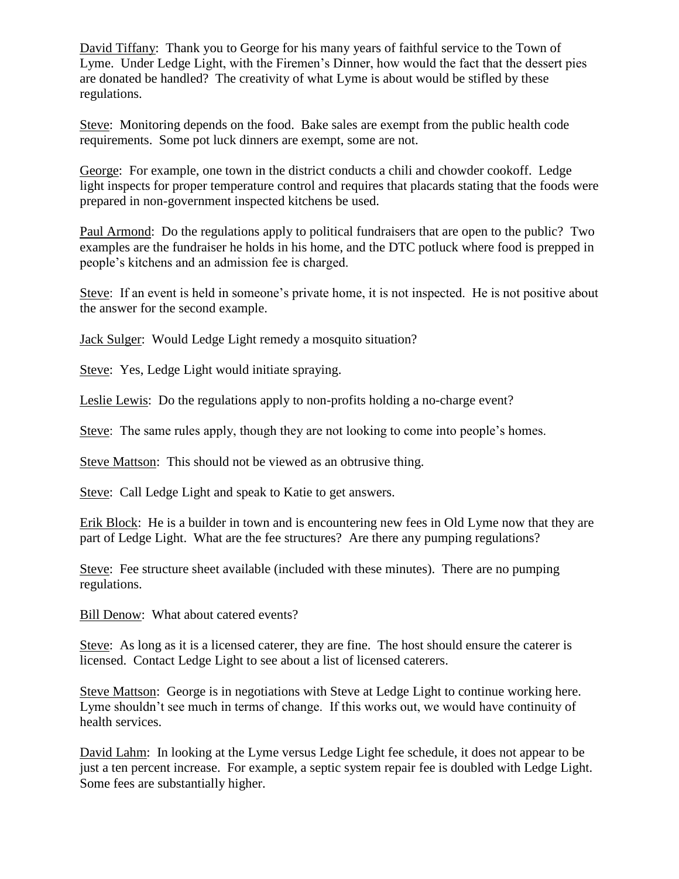David Tiffany: Thank you to George for his many years of faithful service to the Town of Lyme. Under Ledge Light, with the Firemen's Dinner, how would the fact that the dessert pies are donated be handled? The creativity of what Lyme is about would be stifled by these regulations.

Steve: Monitoring depends on the food. Bake sales are exempt from the public health code requirements. Some pot luck dinners are exempt, some are not.

George: For example, one town in the district conducts a chili and chowder cookoff. Ledge light inspects for proper temperature control and requires that placards stating that the foods were prepared in non-government inspected kitchens be used.

Paul Armond: Do the regulations apply to political fundraisers that are open to the public? Two examples are the fundraiser he holds in his home, and the DTC potluck where food is prepped in people's kitchens and an admission fee is charged.

Steve: If an event is held in someone's private home, it is not inspected. He is not positive about the answer for the second example.

Jack Sulger: Would Ledge Light remedy a mosquito situation?

Steve: Yes, Ledge Light would initiate spraying.

Leslie Lewis: Do the regulations apply to non-profits holding a no-charge event?

Steve: The same rules apply, though they are not looking to come into people's homes.

Steve Mattson: This should not be viewed as an obtrusive thing.

Steve: Call Ledge Light and speak to Katie to get answers.

Erik Block: He is a builder in town and is encountering new fees in Old Lyme now that they are part of Ledge Light. What are the fee structures? Are there any pumping regulations?

Steve: Fee structure sheet available (included with these minutes). There are no pumping regulations.

Bill Denow: What about catered events?

Steve: As long as it is a licensed caterer, they are fine. The host should ensure the caterer is licensed. Contact Ledge Light to see about a list of licensed caterers.

Steve Mattson: George is in negotiations with Steve at Ledge Light to continue working here. Lyme shouldn't see much in terms of change. If this works out, we would have continuity of health services.

David Lahm: In looking at the Lyme versus Ledge Light fee schedule, it does not appear to be just a ten percent increase. For example, a septic system repair fee is doubled with Ledge Light. Some fees are substantially higher.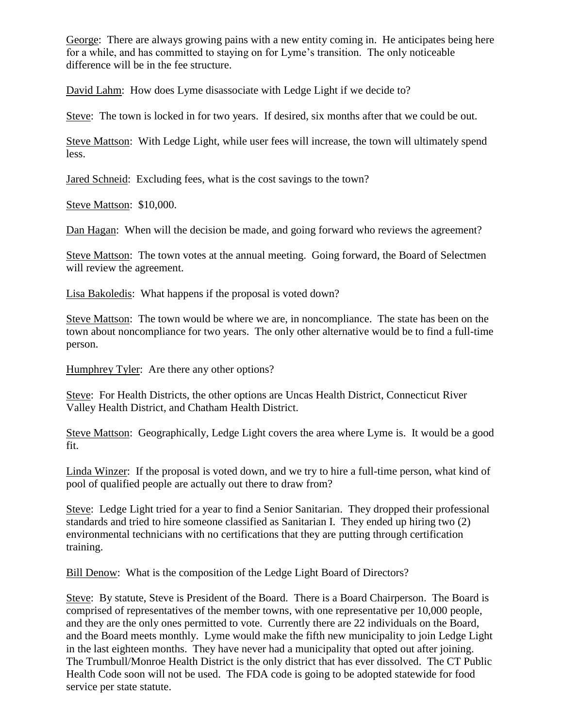George: There are always growing pains with a new entity coming in. He anticipates being here for a while, and has committed to staying on for Lyme's transition. The only noticeable difference will be in the fee structure.

David Lahm: How does Lyme disassociate with Ledge Light if we decide to?

Steve: The town is locked in for two years. If desired, six months after that we could be out.

Steve Mattson: With Ledge Light, while user fees will increase, the town will ultimately spend less.

Jared Schneid: Excluding fees, what is the cost savings to the town?

Steve Mattson: $10,000.

Dan Hagan: When will the decision be made, and going forward who reviews the agreement?

Steve Mattson: The town votes at the annual meeting. Going forward, the Board of Selectmen will review the agreement.

Lisa Bakoledis: What happens if the proposal is voted down?

Steve Mattson: The town would be where we are, in noncompliance. The state has been on the town about noncompliance for two years. The only other alternative would be to find a full-time person.

Humphrey Tyler: Are there any other options?

Steve: For Health Districts, the other options are Uncas Health District, Connecticut River Valley Health District, and Chatham Health District.

Steve Mattson: Geographically, Ledge Light covers the area where Lyme is. It would be a good fit.

Linda Winzer: If the proposal is voted down, and we try to hire a full-time person, what kind of pool of qualified people are actually out there to draw from?

Steve: Ledge Light tried for a year to find a Senior Sanitarian. They dropped their professional standards and tried to hire someone classified as Sanitarian I. They ended up hiring two (2) environmental technicians with no certifications that they are putting through certification training.

Bill Denow: What is the composition of the Ledge Light Board of Directors?

Steve: By statute, Steve is President of the Board. There is a Board Chairperson. The Board is comprised of representatives of the member towns, with one representative per 10,000 people, and they are the only ones permitted to vote. Currently there are 22 individuals on the Board, and the Board meets monthly. Lyme would make the fifth new municipality to join Ledge Light in the last eighteen months. They have never had a municipality that opted out after joining. The Trumbull/Monroe Health District is the only district that has ever dissolved. The CT Public Health Code soon will not be used. The FDA code is going to be adopted statewide for food service per state statute.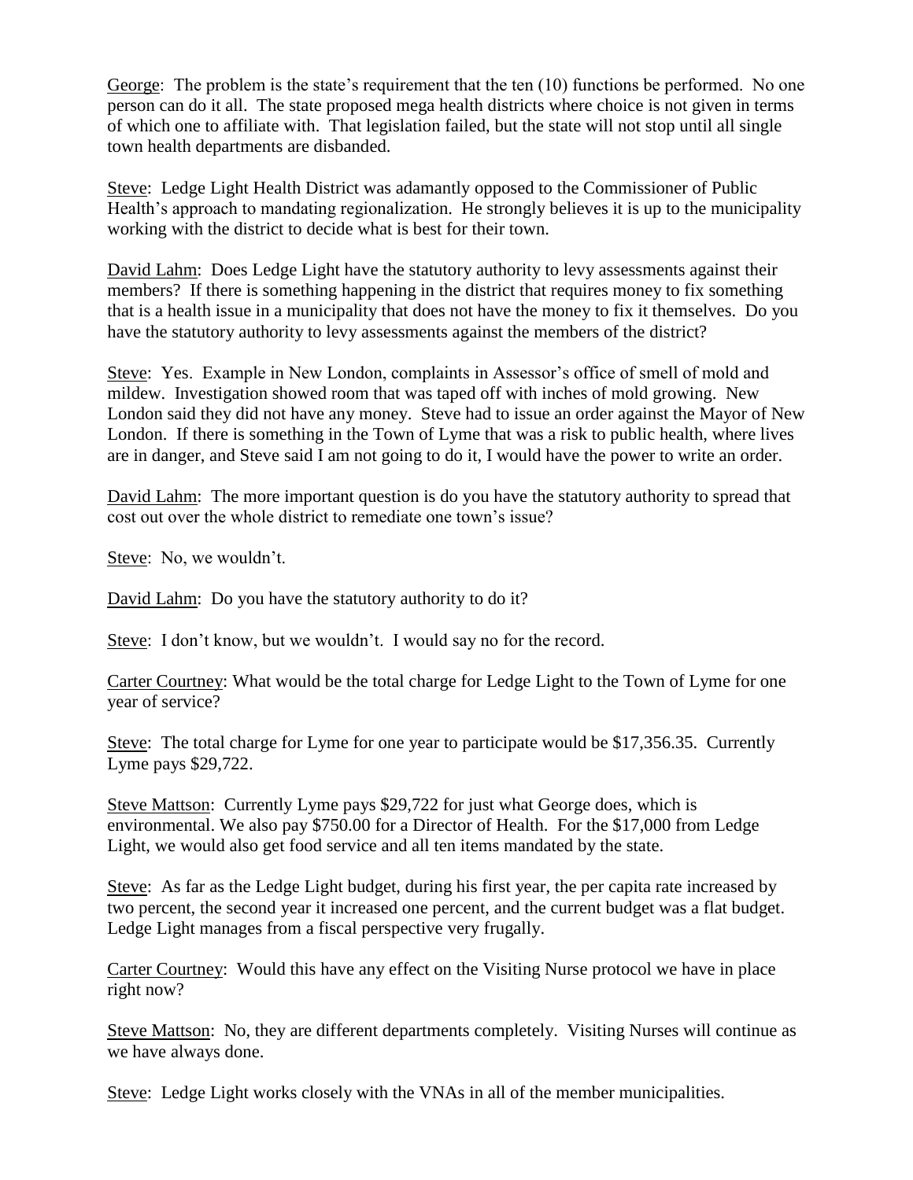George: The problem is the state's requirement that the ten (10) functions be performed. No one person can do it all. The state proposed mega health districts where choice is not given in terms of which one to affiliate with. That legislation failed, but the state will not stop until all single town health departments are disbanded.

Steve: Ledge Light Health District was adamantly opposed to the Commissioner of Public Health's approach to mandating regionalization. He strongly believes it is up to the municipality working with the district to decide what is best for their town.

David Lahm: Does Ledge Light have the statutory authority to levy assessments against their members? If there is something happening in the district that requires money to fix something that is a health issue in a municipality that does not have the money to fix it themselves. Do you have the statutory authority to levy assessments against the members of the district?

Steve: Yes. Example in New London, complaints in Assessor's office of smell of mold and mildew. Investigation showed room that was taped off with inches of mold growing. New London said they did not have any money. Steve had to issue an order against the Mayor of New London. If there is something in the Town of Lyme that was a risk to public health, where lives are in danger, and Steve said I am not going to do it, I would have the power to write an order.

David Lahm: The more important question is do you have the statutory authority to spread that cost out over the whole district to remediate one town's issue?

Steve: No, we wouldn't.

David Lahm: Do you have the statutory authority to do it?

Steve: I don't know, but we wouldn't. I would say no for the record.

Carter Courtney: What would be the total charge for Ledge Light to the Town of Lyme for one year of service?

Steve: The total charge for Lyme for one year to participate would be $17,356.35. Currently Lyme pays $29,722.

Steve Mattson: Currently Lyme pays $29,722 for just what George does, which is environmental. We also pay $750.00 for a Director of Health. For the $17,000 from Ledge Light, we would also get food service and all ten items mandated by the state.

Steve: As far as the Ledge Light budget, during his first year, the per capita rate increased by two percent, the second year it increased one percent, and the current budget was a flat budget. Ledge Light manages from a fiscal perspective very frugally.

Carter Courtney: Would this have any effect on the Visiting Nurse protocol we have in place right now?

Steve Mattson: No, they are different departments completely. Visiting Nurses will continue as we have always done.

Steve: Ledge Light works closely with the VNAs in all of the member municipalities.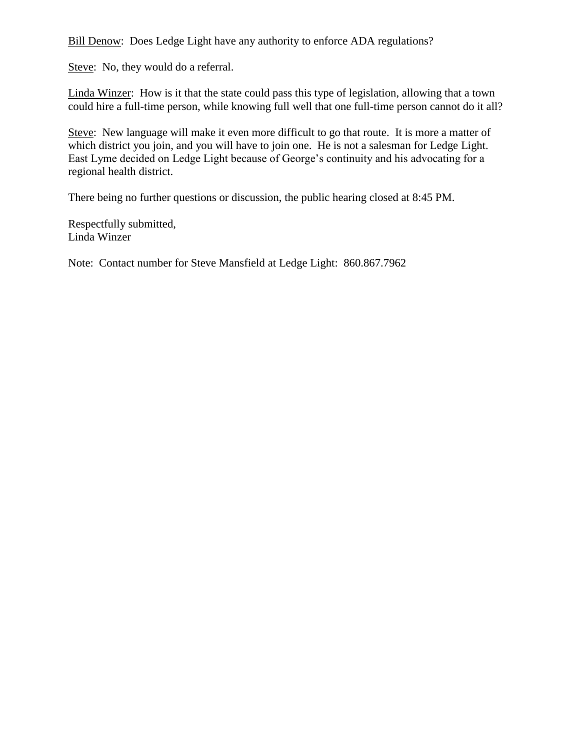Bill Denow: Does Ledge Light have any authority to enforce ADA regulations?

Steve: No, they would do a referral.

Linda Winzer: How is it that the state could pass this type of legislation, allowing that a town could hire a full-time person, while knowing full well that one full-time person cannot do it all?

Steve: New language will make it even more difficult to go that route. It is more a matter of which district you join, and you will have to join one. He is not a salesman for Ledge Light. East Lyme decided on Ledge Light because of George's continuity and his advocating for a regional health district.

There being no further questions or discussion, the public hearing closed at 8:45 PM.

Respectfully submitted,
Linda Winzer

Note: Contact number for Steve Mansfield at Ledge Light: 860.867.7962